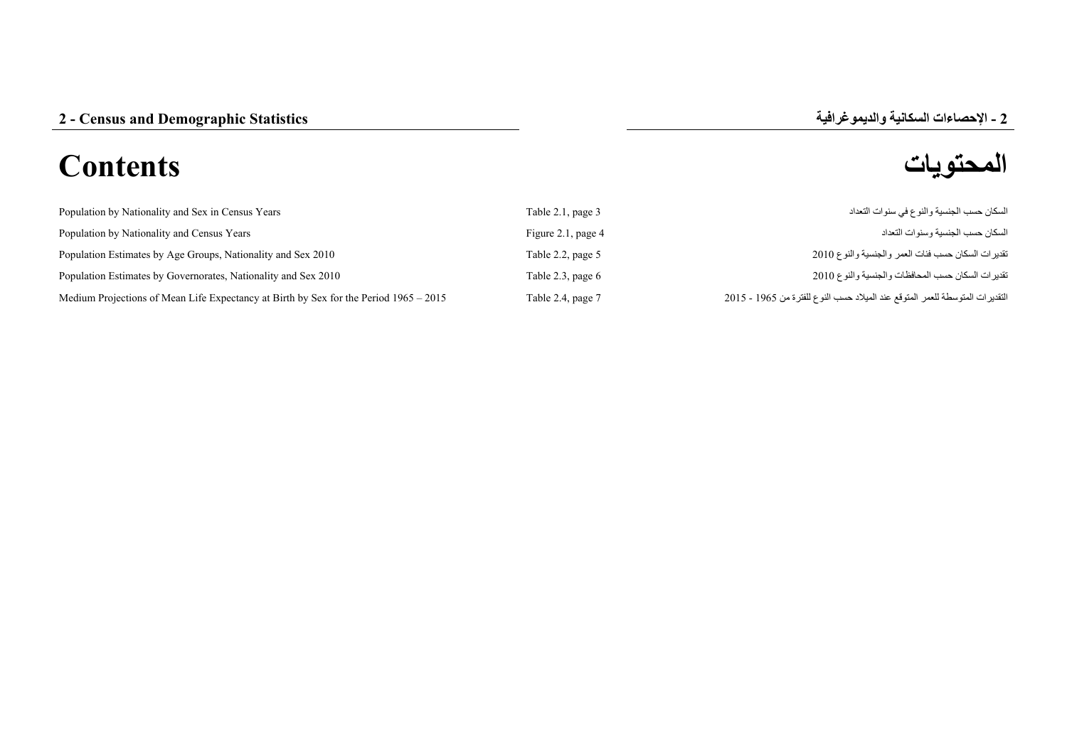## 2 - Census and Demographic Statistics

## 2 - الإحصاءات السكانية والديموغرافية

# Contents

# المحتويات

| | | |
|---|---|---|
| Population by Nationality and Sex in Census Years | Table 2.1, page 3 | السكان حسب الجنسية والنوع في سنوات التعداد |
| Population by Nationality and Census Years | Figure 2.1, page 4 | السكان حسب الجنسية وسنوات التعداد |
| Population Estimates by Age Groups, Nationality and Sex 2010 | Table 2.2, page 5 | تقديرات السكان حسب فئات العمر والجنسية والنوع 2010 |
| Population Estimates by Governorates, Nationality and Sex 2010 | Table 2.3, page 6 | تقديرات السكان حسب المحافظات والجنسية والنوع 2010 |
| Medium Projections of Mean Life Expectancy at Birth by Sex for the Period 1965 – 2015 | Table 2.4, page 7 | التقديرات المتوسطة للعمر المتوقع عند الميلاد حسب النوع للفترة من 1965 - 2015 |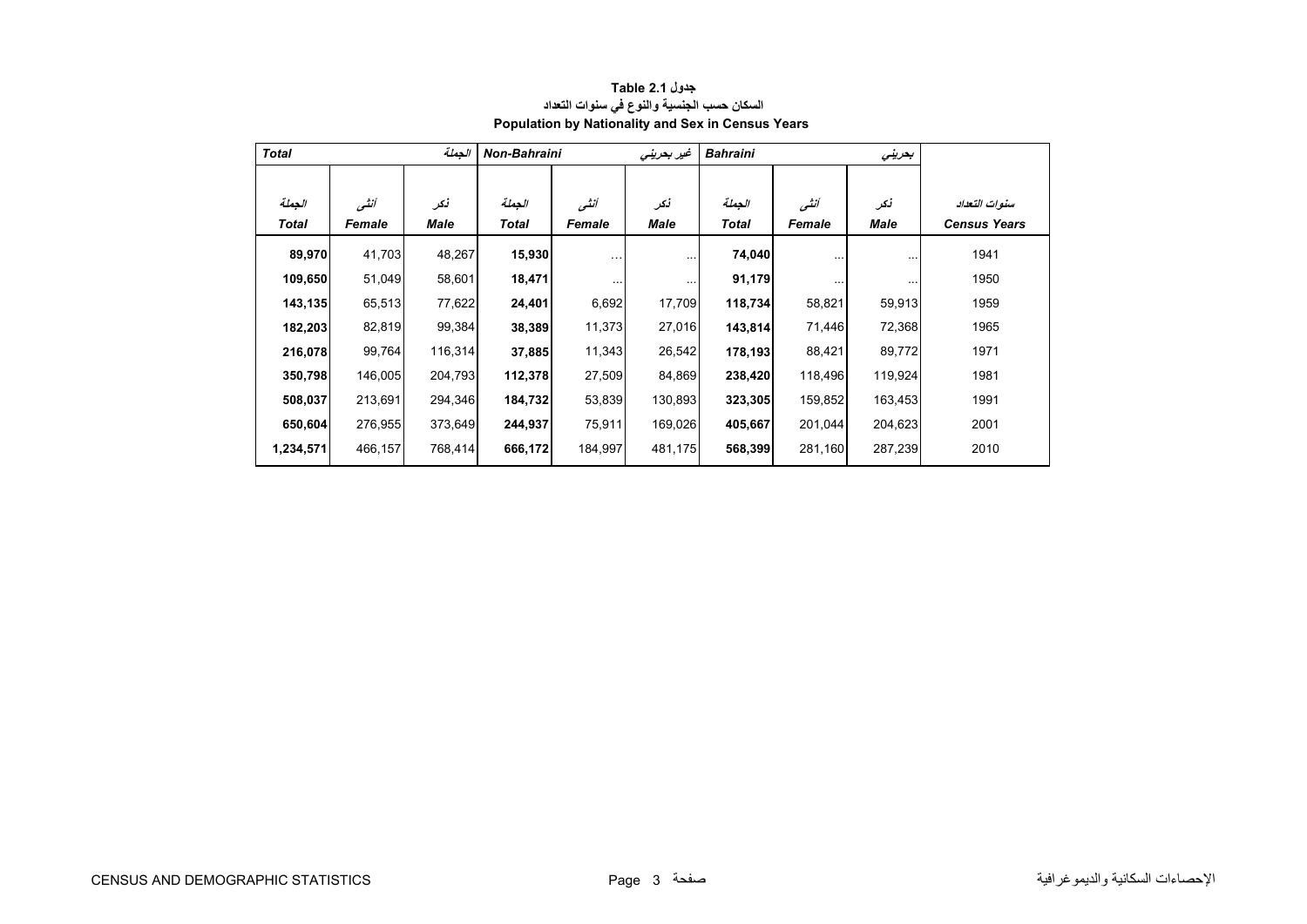**جدول Table 2.1**

**السكان حسب الجنسية والنوع في سنوات التعداد**

**Population by Nationality and Sex in Census Years**

| *Total* الجملة | | | *Non-Bahraini* غير بحريني | | | *Bahraini* بحريني | | | |
|---|---|---|---|---|---|---|---|---|---|
| الجملة *Total* | أنثى *Female* | ذكر *Male* | الجملة *Total* | أنثى *Female* | ذكر *Male* | الجملة *Total* | أنثى *Female* | ذكر *Male* | سنوات التعداد *Census Years* |
| **89,970** | 41,703 | 48,267 | **15,930** | ... | ... | **74,040** | ... | ... | 1941 |
| **109,650** | 51,049 | 58,601 | **18,471** | ... | ... | **91,179** | ... | ... | 1950 |
| **143,135** | 65,513 | 77,622 | **24,401** | 6,692 | 17,709 | **118,734** | 58,821 | 59,913 | 1959 |
| **182,203** | 82,819 | 99,384 | **38,389** | 11,373 | 27,016 | **143,814** | 71,446 | 72,368 | 1965 |
| **216,078** | 99,764 | 116,314 | **37,885** | 11,343 | 26,542 | **178,193** | 88,421 | 89,772 | 1971 |
| **350,798** | 146,005 | 204,793 | **112,378** | 27,509 | 84,869 | **238,420** | 118,496 | 119,924 | 1981 |
| **508,037** | 213,691 | 294,346 | **184,732** | 53,839 | 130,893 | **323,305** | 159,852 | 163,453 | 1991 |
| **650,604** | 276,955 | 373,649 | **244,937** | 75,911 | 169,026 | **405,667** | 201,044 | 204,623 | 2001 |
| **1,234,571** | 466,157 | 768,414 | **666,172** | 184,997 | 481,175 | **568,399** | 281,160 | 287,239 | 2010 |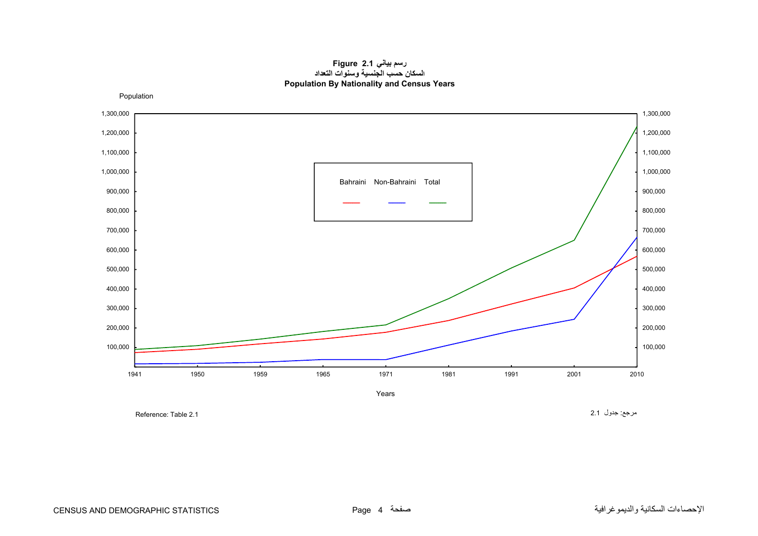**Figure 2.1 رسم بياني**

**السكان حسب الجنسية وسنوات التعداد**

**Population By Nationality and Census Years**

Population

1,300,000
1,200,000
1,100,000
1,000,000
900,000
800,000
700,000
600,000
500,000
400,000
300,000
200,000
100,000

Bahraini    Non-Bahraini    Total

1941    1950    1959    1965    1971    1981    1991    2001    2010

Years

Reference: Table 2.1

مرجع: جدول 2.1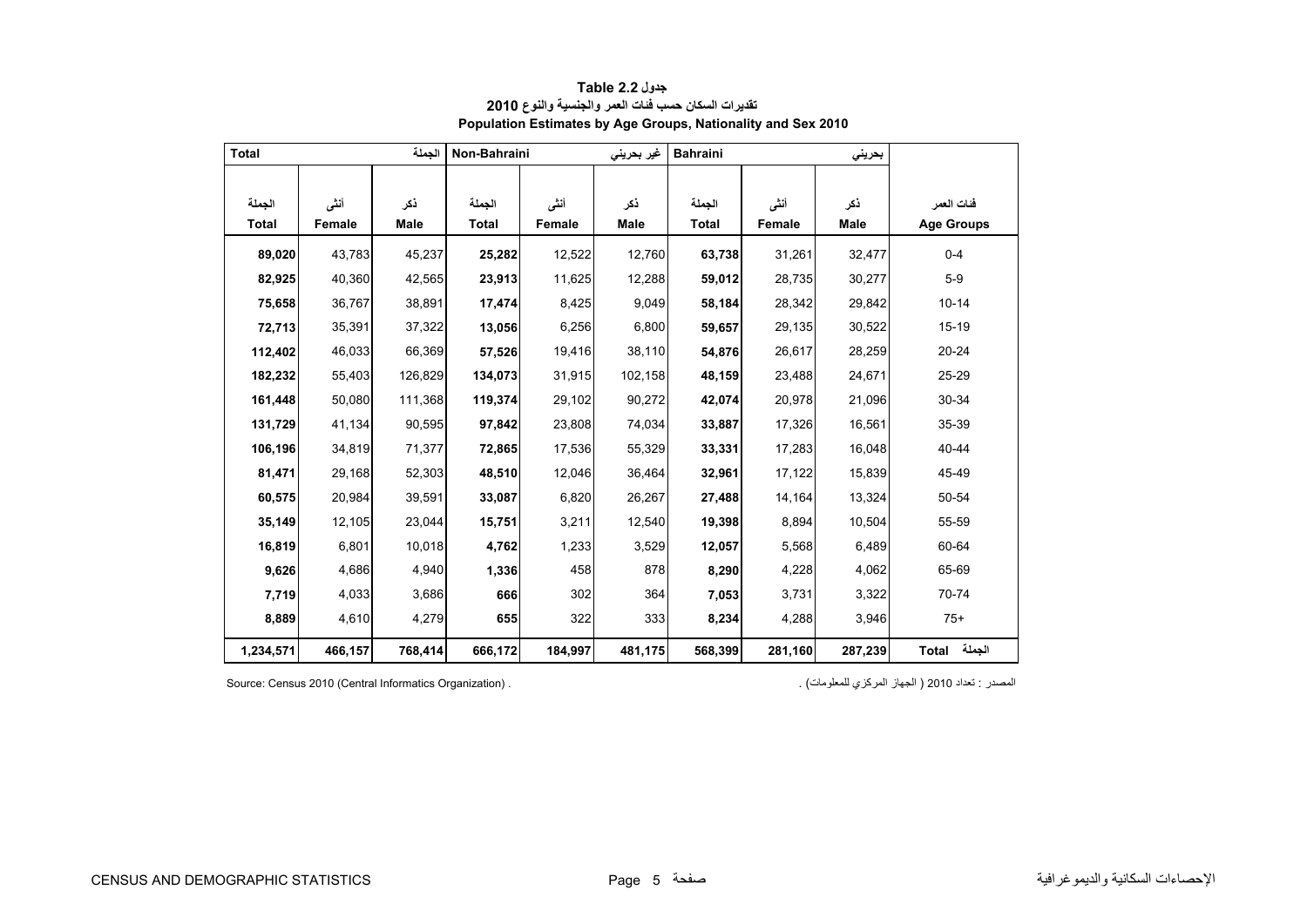**Table 2.2 جدول**

**تقديرات السكان حسب فئات العمر والجنسية والنوع 2010**

**Population Estimates by Age Groups, Nationality and Sex 2010**

| Total | | الجملة | Non-Bahraini | | غير بحريني | Bahraini | | بحريني | |
|---|---|---|---|---|---|---|---|---|---|
| الجملة Total | أنثى Female | ذكر Male | الجملة Total | أنثى Female | ذكر Male | الجملة Total | أنثى Female | ذكر Male | فئات العمر Age Groups |
| **89,020** | 43,783 | 45,237 | **25,282** | 12,522 | 12,760 | **63,738** | 31,261 | 32,477 | 0-4 |
| **82,925** | 40,360 | 42,565 | **23,913** | 11,625 | 12,288 | **59,012** | 28,735 | 30,277 | 5-9 |
| **75,658** | 36,767 | 38,891 | **17,474** | 8,425 | 9,049 | **58,184** | 28,342 | 29,842 | 10-14 |
| **72,713** | 35,391 | 37,322 | **13,056** | 6,256 | 6,800 | **59,657** | 29,135 | 30,522 | 15-19 |
| **112,402** | 46,033 | 66,369 | **57,526** | 19,416 | 38,110 | **54,876** | 26,617 | 28,259 | 20-24 |
| **182,232** | 55,403 | 126,829 | **134,073** | 31,915 | 102,158 | **48,159** | 23,488 | 24,671 | 25-29 |
| **161,448** | 50,080 | 111,368 | **119,374** | 29,102 | 90,272 | **42,074** | 20,978 | 21,096 | 30-34 |
| **131,729** | 41,134 | 90,595 | **97,842** | 23,808 | 74,034 | **33,887** | 17,326 | 16,561 | 35-39 |
| **106,196** | 34,819 | 71,377 | **72,865** | 17,536 | 55,329 | **33,331** | 17,283 | 16,048 | 40-44 |
| **81,471** | 29,168 | 52,303 | **48,510** | 12,046 | 36,464 | **32,961** | 17,122 | 15,839 | 45-49 |
| **60,575** | 20,984 | 39,591 | **33,087** | 6,820 | 26,267 | **27,488** | 14,164 | 13,324 | 50-54 |
| **35,149** | 12,105 | 23,044 | **15,751** | 3,211 | 12,540 | **19,398** | 8,894 | 10,504 | 55-59 |
| **16,819** | 6,801 | 10,018 | **4,762** | 1,233 | 3,529 | **12,057** | 5,568 | 6,489 | 60-64 |
| **9,626** | 4,686 | 4,940 | **1,336** | 458 | 878 | **8,290** | 4,228 | 4,062 | 65-69 |
| **7,719** | 4,033 | 3,686 | **666** | 302 | 364 | **7,053** | 3,731 | 3,322 | 70-74 |
| **8,889** | 4,610 | 4,279 | **655** | 322 | 333 | **8,234** | 4,288 | 3,946 | 75+ |
| **1,234,571** | **466,157** | **768,414** | **666,172** | **184,997** | **481,175** | **568,399** | **281,160** | **287,239** | **Total الجملة** |

Source: Census 2010 (Central Informatics Organization) .

المصدر : تعداد 2010 ( الجهاز المركزي للمعلومات ) .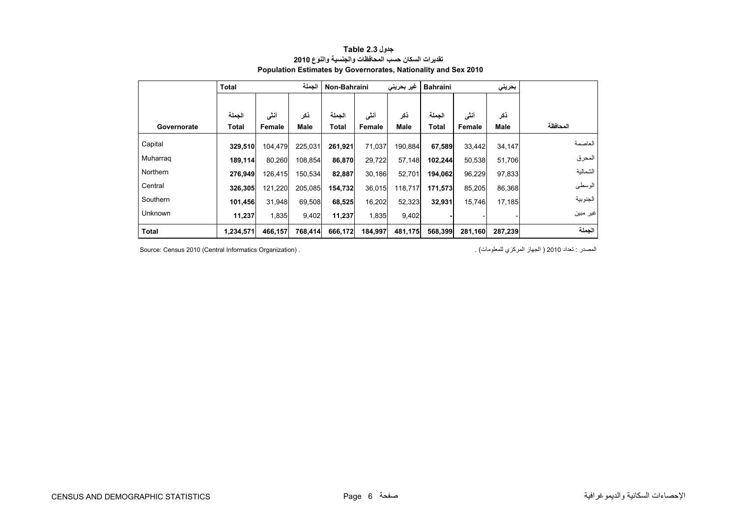**Table 2.3 جدول**

**تقديرات السكان حسب المحافظات والجنسية والنوع 2010**

**Population Estimates by Governorates, Nationality and Sex 2010**

| | **Total** | | **الجملة** | **Non-Bahraini** | | **غير بحريني** | **Bahraini** | | **بحريني** | |
|---|---|---|---|---|---|---|---|---|---|---|
| **Governorate** | **الجملة Total** | **أنثى Female** | **ذكر Male** | **الجملة Total** | **أنثى Female** | **ذكر Male** | **الجملة Total** | **أنثى Female** | **ذكر Male** | **المحافظة** |
| Capital | **329,510** | 104,479 | 225,031 | **261,921** | 71,037 | 190,884 | **67,589** | 33,442 | 34,147 | العاصمة |
| Muharraq | **189,114** | 80,260 | 108,854 | **86,870** | 29,722 | 57,148 | **102,244** | 50,538 | 51,706 | المحرق |
| Northern | **276,949** | 126,415 | 150,534 | **82,887** | 30,186 | 52,701 | **194,062** | 96,229 | 97,833 | الشمالية |
| Central | **326,305** | 121,220 | 205,085 | **154,732** | 36,015 | 118,717 | **171,573** | 85,205 | 86,368 | الوسطى |
| Southern | **101,456** | 31,948 | 69,508 | **68,525** | 16,202 | 52,323 | **32,931** | 15,746 | 17,185 | الجنوبية |
| Unknown | **11,237** | 1,835 | 9,402 | **11,237** | 1,835 | 9,402 | **-** | - | - | غير مبين |
| **Total** | **1,234,571** | **466,157** | **768,414** | **666,172** | **184,997** | **481,175** | **568,399** | **281,160** | **287,239** | **الجملة** |

Source: Census 2010 (Central Informatics Organization) .

المصدر : تعداد 2010 ( الجهاز المركزي للمعلومات) .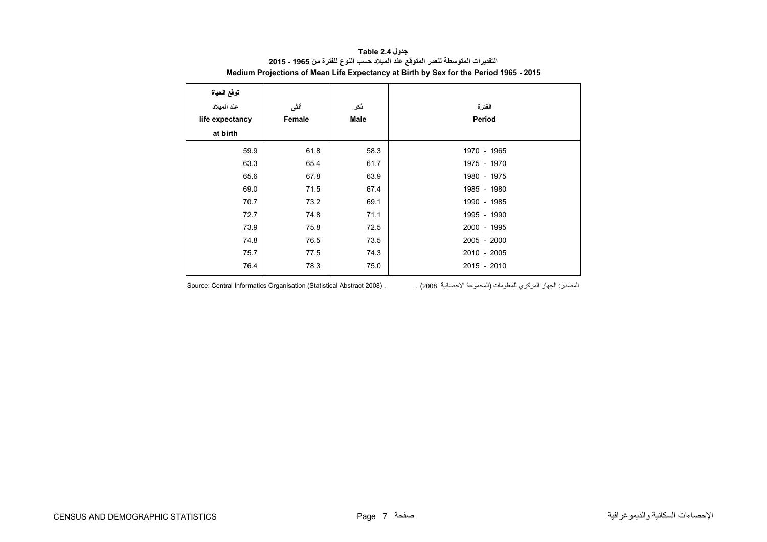**Table 2.4 جدول**

**التقديرات المتوسطة للعمر المتوقع عند الميلاد حسب النوع للفترة من 1965 - 2015**

**Medium Projections of Mean Life Expectancy at Birth by Sex for the Period 1965 - 2015**

| توقع الحياة عند الميلاد life expectancy at birth | أنثى Female | ذكر Male | الفترة Period |
|---|---|---|---|
| 59.9 | 61.8 | 58.3 | 1970 - 1965 |
| 63.3 | 65.4 | 61.7 | 1975 - 1970 |
| 65.6 | 67.8 | 63.9 | 1980 - 1975 |
| 69.0 | 71.5 | 67.4 | 1985 - 1980 |
| 70.7 | 73.2 | 69.1 | 1990 - 1985 |
| 72.7 | 74.8 | 71.1 | 1995 - 1990 |
| 73.9 | 75.8 | 72.5 | 2000 - 1995 |
| 74.8 | 76.5 | 73.5 | 2005 - 2000 |
| 75.7 | 77.5 | 74.3 | 2010 - 2005 |
| 76.4 | 78.3 | 75.0 | 2015 - 2010 |

Source: Central Informatics Organisation (Statistical Abstract 2008) .

المصدر: الجهاز المركزي للمعلومات (المجموعة الاحصائية 2008) .